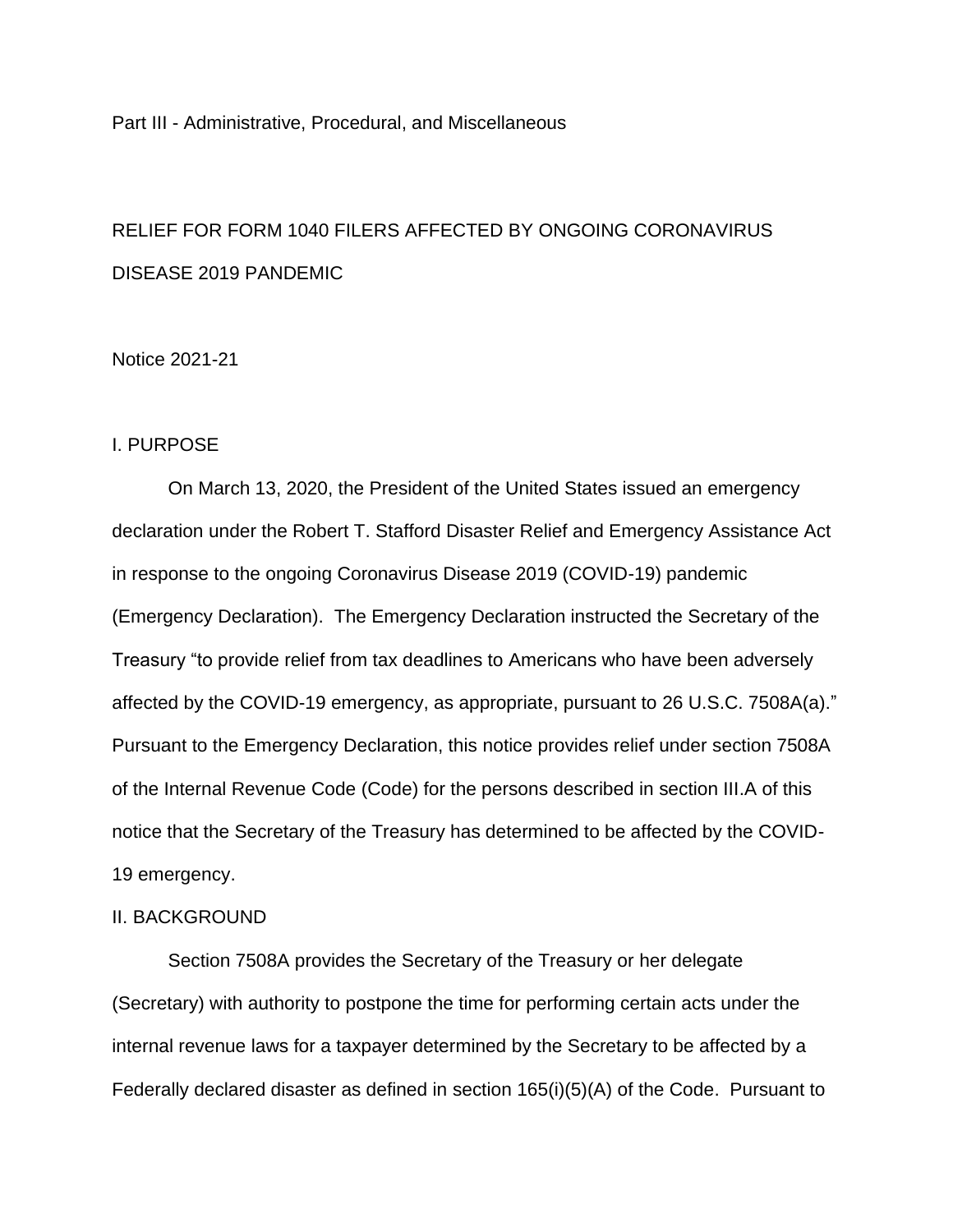Part III - Administrative, Procedural, and Miscellaneous

# RELIEF FOR FORM 1040 FILERS AFFECTED BY ONGOING CORONAVIRUS DISEASE 2019 PANDEMIC

Notice 2021-21

## I. PURPOSE

On March 13, 2020, the President of the United States issued an emergency declaration under the Robert T. Stafford Disaster Relief and Emergency Assistance Act in response to the ongoing Coronavirus Disease 2019 (COVID-19) pandemic (Emergency Declaration). The Emergency Declaration instructed the Secretary of the Treasury "to provide relief from tax deadlines to Americans who have been adversely affected by the COVID-19 emergency, as appropriate, pursuant to 26 U.S.C. 7508A(a)." Pursuant to the Emergency Declaration, this notice provides relief under section 7508A of the Internal Revenue Code (Code) for the persons described in section III.A of this notice that the Secretary of the Treasury has determined to be affected by the COVID-19 emergency.

## II. BACKGROUND

Section 7508A provides the Secretary of the Treasury or her delegate (Secretary) with authority to postpone the time for performing certain acts under the internal revenue laws for a taxpayer determined by the Secretary to be affected by a Federally declared disaster as defined in section 165(i)(5)(A) of the Code. Pursuant to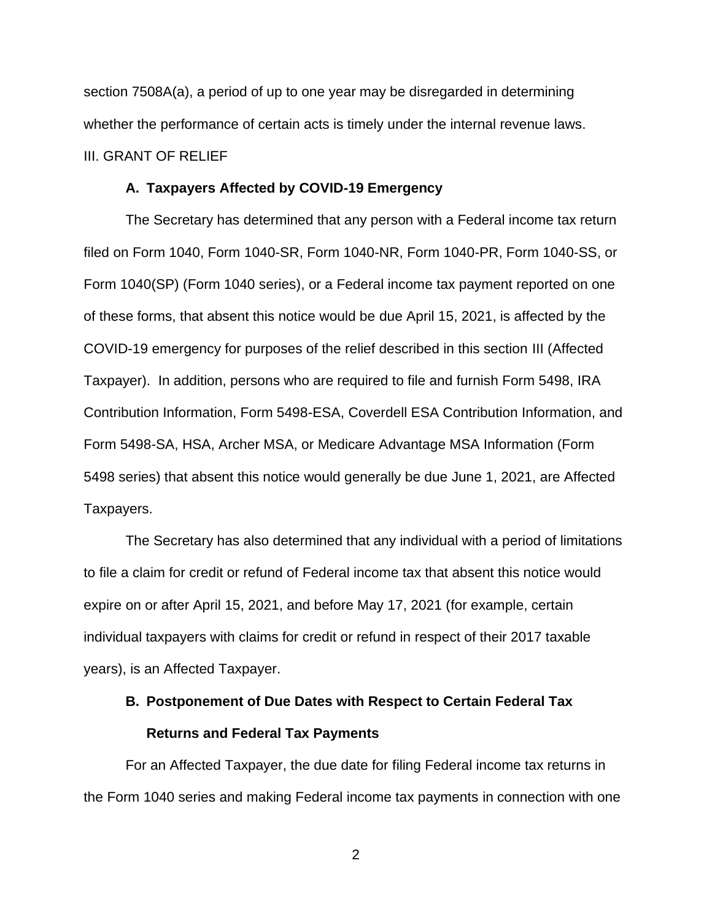section 7508A(a), a period of up to one year may be disregarded in determining whether the performance of certain acts is timely under the internal revenue laws.

## III. GRANT OF RELIEF

### A. Taxpayers Affected by COVID-19 Emergency

The Secretary has determined that any person with a Federal income tax return filed on Form 1040, Form 1040-SR, Form 1040-NR, Form 1040-PR, Form 1040-SS, or Form 1040(SP) (Form 1040 series), or a Federal income tax payment reported on one of these forms, that absent this notice would be due April 15, 2021, is affected by the COVID-19 emergency for purposes of the relief described in this section III (Affected Taxpayer). In addition, persons who are required to file and furnish Form 5498, IRA Contribution Information, Form 5498-ESA, Coverdell ESA Contribution Information, and Form 5498-SA, HSA, Archer MSA, or Medicare Advantage MSA Information (Form 5498 series) that absent this notice would generally be due June 1, 2021, are Affected Taxpayers.

The Secretary has also determined that any individual with a period of limitations to file a claim for credit or refund of Federal income tax that absent this notice would expire on or after April 15, 2021, and before May 17, 2021 (for example, certain individual taxpayers with claims for credit or refund in respect of their 2017 taxable years), is an Affected Taxpayer.

### B. Postponement of Due Dates with Respect to Certain Federal Tax Returns and Federal Tax Payments

For an Affected Taxpayer, the due date for filing Federal income tax returns in the Form 1040 series and making Federal income tax payments in connection with one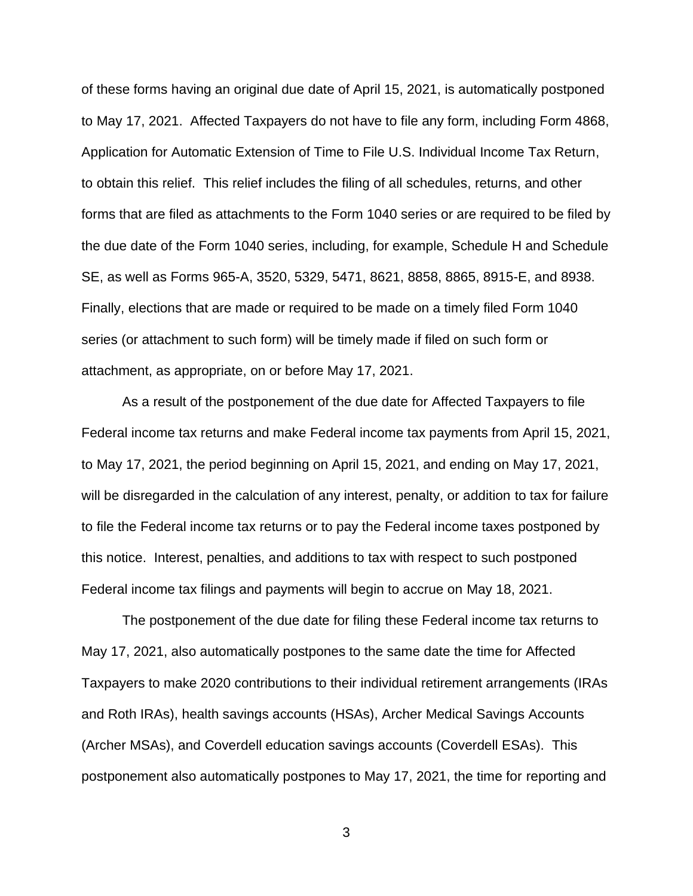of these forms having an original due date of April 15, 2021, is automatically postponed to May 17, 2021. Affected Taxpayers do not have to file any form, including Form 4868, Application for Automatic Extension of Time to File U.S. Individual Income Tax Return, to obtain this relief. This relief includes the filing of all schedules, returns, and other forms that are filed as attachments to the Form 1040 series or are required to be filed by the due date of the Form 1040 series, including, for example, Schedule H and Schedule SE, as well as Forms 965-A, 3520, 5329, 5471, 8621, 8858, 8865, 8915-E, and 8938. Finally, elections that are made or required to be made on a timely filed Form 1040 series (or attachment to such form) will be timely made if filed on such form or attachment, as appropriate, on or before May 17, 2021.

As a result of the postponement of the due date for Affected Taxpayers to file Federal income tax returns and make Federal income tax payments from April 15, 2021, to May 17, 2021, the period beginning on April 15, 2021, and ending on May 17, 2021, will be disregarded in the calculation of any interest, penalty, or addition to tax for failure to file the Federal income tax returns or to pay the Federal income taxes postponed by this notice. Interest, penalties, and additions to tax with respect to such postponed Federal income tax filings and payments will begin to accrue on May 18, 2021.

The postponement of the due date for filing these Federal income tax returns to May 17, 2021, also automatically postpones to the same date the time for Affected Taxpayers to make 2020 contributions to their individual retirement arrangements (IRAs and Roth IRAs), health savings accounts (HSAs), Archer Medical Savings Accounts (Archer MSAs), and Coverdell education savings accounts (Coverdell ESAs). This postponement also automatically postpones to May 17, 2021, the time for reporting and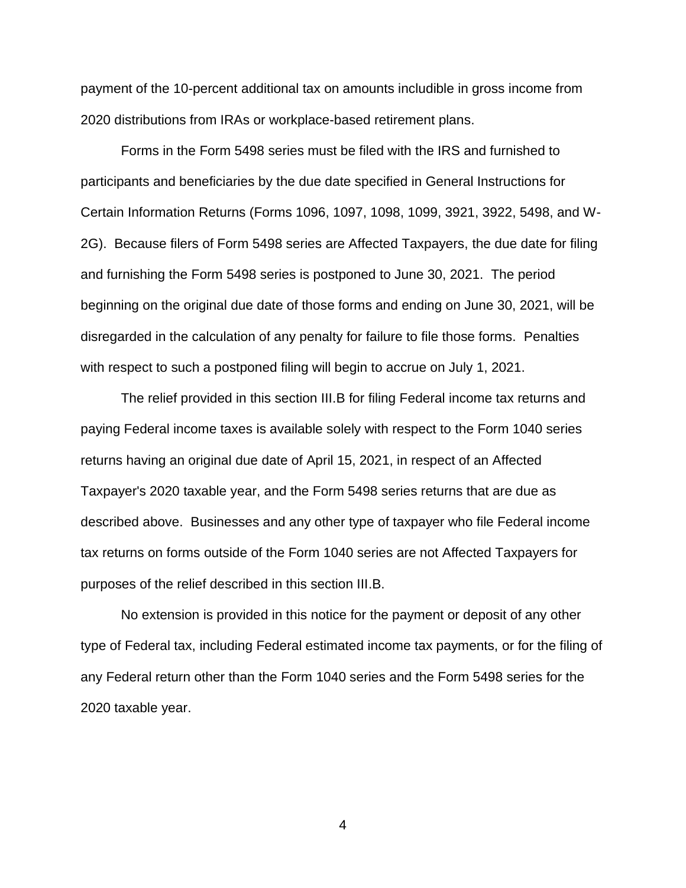payment of the 10-percent additional tax on amounts includible in gross income from 2020 distributions from IRAs or workplace-based retirement plans.

Forms in the Form 5498 series must be filed with the IRS and furnished to participants and beneficiaries by the due date specified in General Instructions for Certain Information Returns (Forms 1096, 1097, 1098, 1099, 3921, 3922, 5498, and W-2G). Because filers of Form 5498 series are Affected Taxpayers, the due date for filing and furnishing the Form 5498 series is postponed to June 30, 2021. The period beginning on the original due date of those forms and ending on June 30, 2021, will be disregarded in the calculation of any penalty for failure to file those forms. Penalties with respect to such a postponed filing will begin to accrue on July 1, 2021.

The relief provided in this section III.B for filing Federal income tax returns and paying Federal income taxes is available solely with respect to the Form 1040 series returns having an original due date of April 15, 2021, in respect of an Affected Taxpayer's 2020 taxable year, and the Form 5498 series returns that are due as described above. Businesses and any other type of taxpayer who file Federal income tax returns on forms outside of the Form 1040 series are not Affected Taxpayers for purposes of the relief described in this section III.B.

No extension is provided in this notice for the payment or deposit of any other type of Federal tax, including Federal estimated income tax payments, or for the filing of any Federal return other than the Form 1040 series and the Form 5498 series for the 2020 taxable year.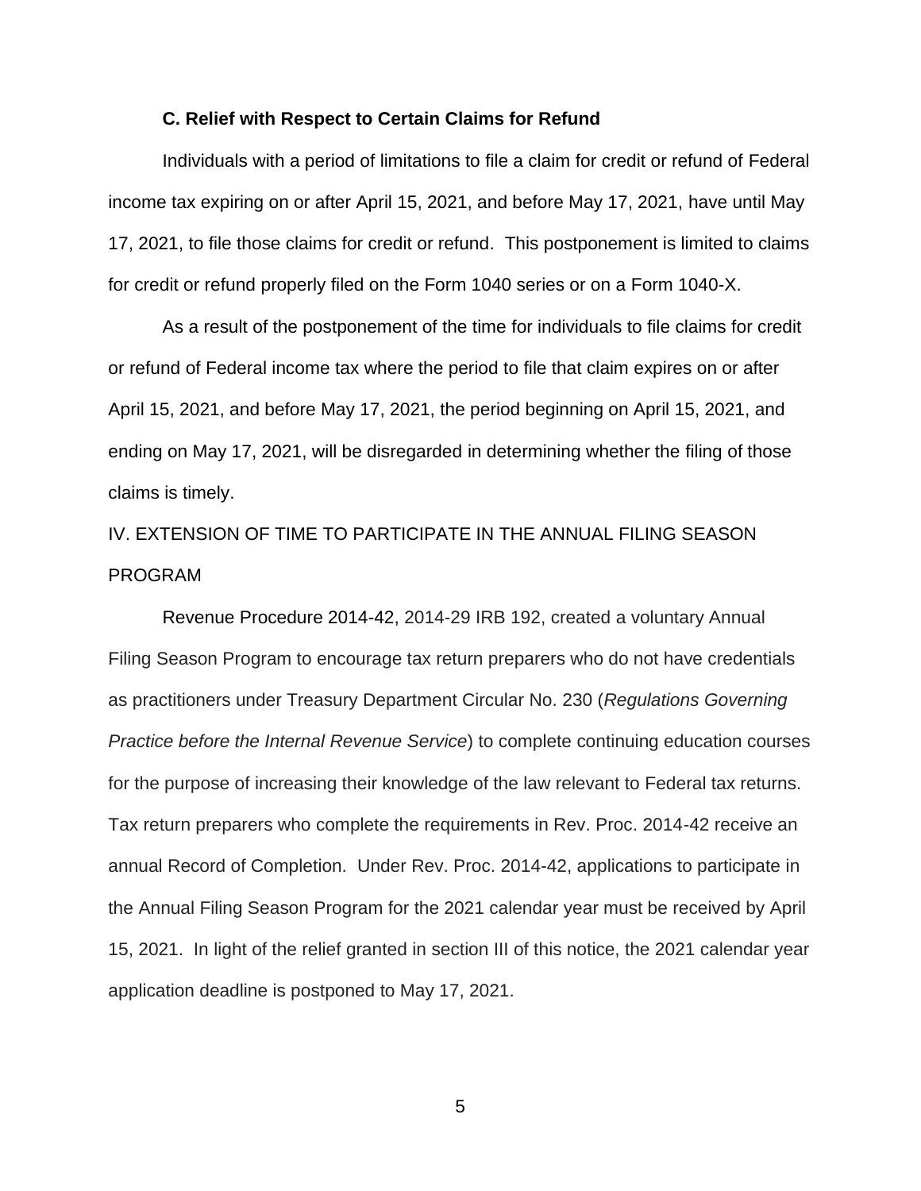### C. Relief with Respect to Certain Claims for Refund

Individuals with a period of limitations to file a claim for credit or refund of Federal income tax expiring on or after April 15, 2021, and before May 17, 2021, have until May 17, 2021, to file those claims for credit or refund. This postponement is limited to claims for credit or refund properly filed on the Form 1040 series or on a Form 1040-X.

As a result of the postponement of the time for individuals to file claims for credit or refund of Federal income tax where the period to file that claim expires on or after April 15, 2021, and before May 17, 2021, the period beginning on April 15, 2021, and ending on May 17, 2021, will be disregarded in determining whether the filing of those claims is timely.

## IV. EXTENSION OF TIME TO PARTICIPATE IN THE ANNUAL FILING SEASON PROGRAM

Revenue Procedure 2014-42, 2014-29 IRB 192, created a voluntary Annual Filing Season Program to encourage tax return preparers who do not have credentials as practitioners under Treasury Department Circular No. 230 (*Regulations Governing Practice before the Internal Revenue Service*) to complete continuing education courses for the purpose of increasing their knowledge of the law relevant to Federal tax returns. Tax return preparers who complete the requirements in Rev. Proc. 2014-42 receive an annual Record of Completion. Under Rev. Proc. 2014-42, applications to participate in the Annual Filing Season Program for the 2021 calendar year must be received by April 15, 2021. In light of the relief granted in section III of this notice, the 2021 calendar year application deadline is postponed to May 17, 2021.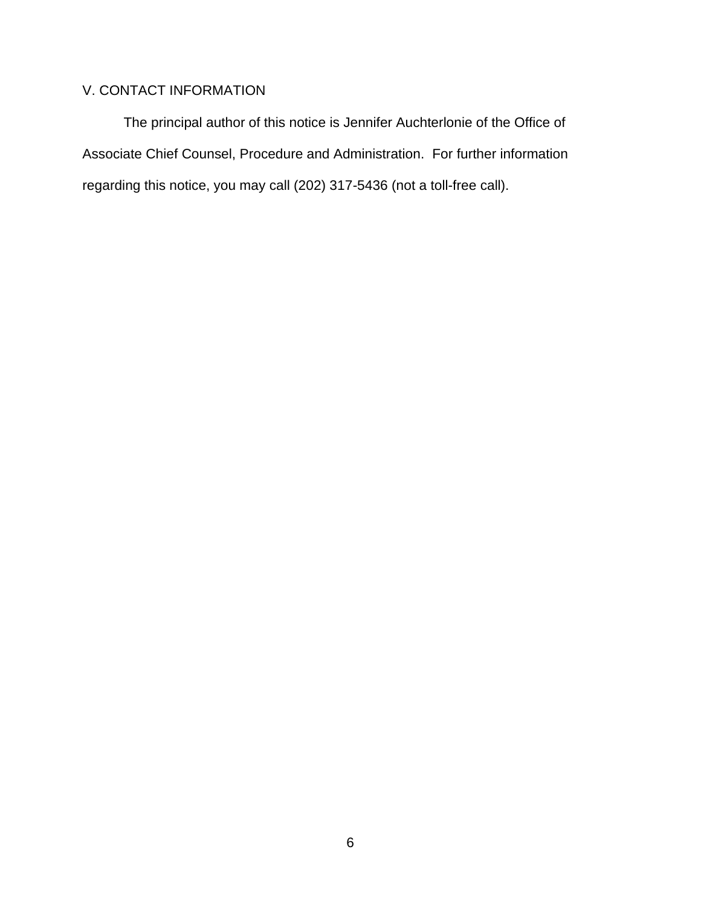## V. CONTACT INFORMATION

The principal author of this notice is Jennifer Auchterlonie of the Office of Associate Chief Counsel, Procedure and Administration. For further information regarding this notice, you may call (202) 317-5436 (not a toll-free call).